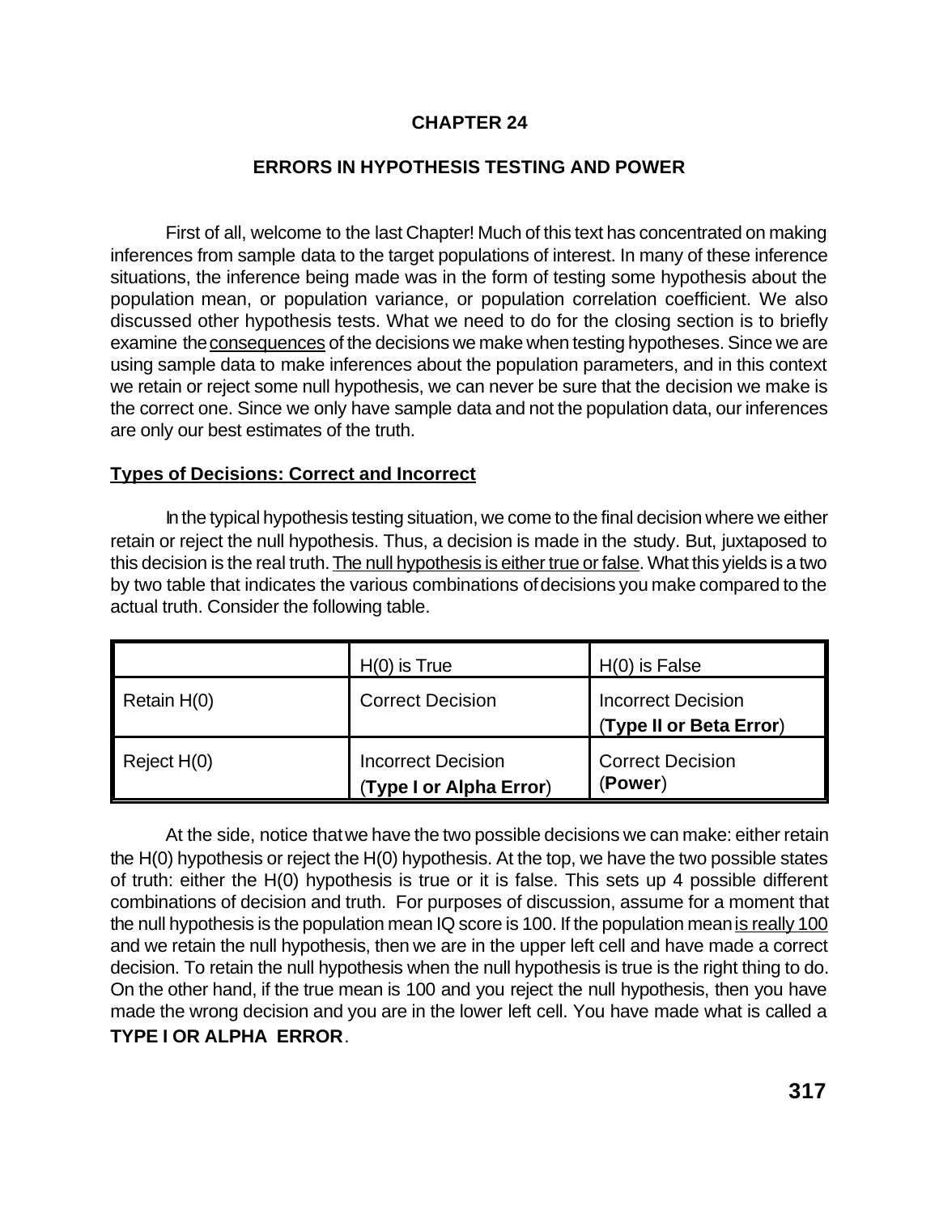# CHAPTER 24

## ERRORS IN HYPOTHESIS TESTING AND POWER

First of all, welcome to the last Chapter! Much of this text has concentrated on making inferences from sample data to the target populations of interest. In many of these inference situations, the inference being made was in the form of testing some hypothesis about the population mean, or population variance, or population correlation coefficient. We also discussed other hypothesis tests. What we need to do for the closing section is to briefly examine the consequences of the decisions we make when testing hypotheses. Since we are using sample data to make inferences about the population parameters, and in this context we retain or reject some null hypothesis, we can never be sure that the decision we make is the correct one. Since we only have sample data and not the population data, our inferences are only our best estimates of the truth.

### Types of Decisions: Correct and Incorrect

In the typical hypothesis testing situation, we come to the final decision where we either retain or reject the null hypothesis. Thus, a decision is made in the study. But, juxtaposed to this decision is the real truth. The null hypothesis is either true or false. What this yields is a two by two table that indicates the various combinations of decisions you make compared to the actual truth. Consider the following table.

| | H(0) is True | H(0) is False |
|---|---|---|
| Retain H(0) | Correct Decision | Incorrect Decision (**Type II or Beta Error**) |
| Reject H(0) | Incorrect Decision (**Type I or Alpha Error**) | Correct Decision (**Power**) |

At the side, notice that we have the two possible decisions we can make: either retain the H(0) hypothesis or reject the H(0) hypothesis. At the top, we have the two possible states of truth: either the H(0) hypothesis is true or it is false. This sets up 4 possible different combinations of decision and truth. For purposes of discussion, assume for a moment that the null hypothesis is the population mean IQ score is 100. If the population mean is really 100 and we retain the null hypothesis, then we are in the upper left cell and have made a correct decision. To retain the null hypothesis when the null hypothesis is true is the right thing to do. On the other hand, if the true mean is 100 and you reject the null hypothesis, then you have made the wrong decision and you are in the lower left cell. You have made what is called a **TYPE I OR ALPHA ERROR**.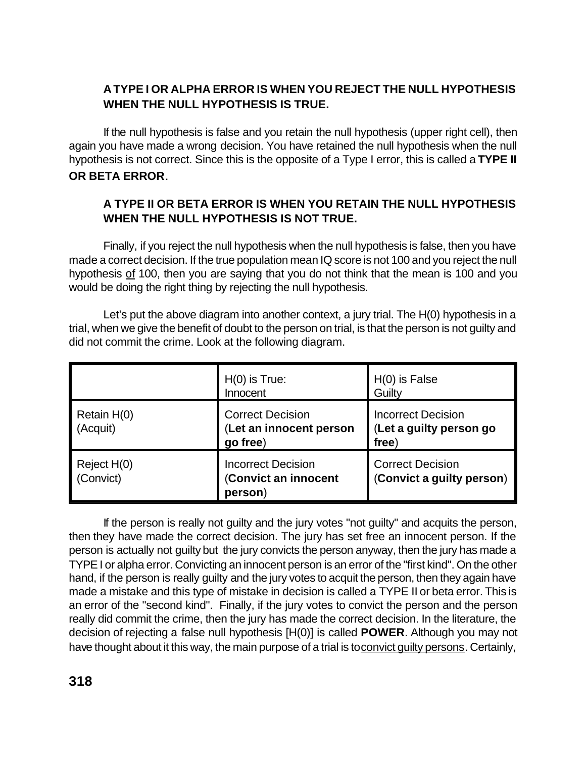**A TYPE I OR ALPHA ERROR IS WHEN YOU REJECT THE NULL HYPOTHESIS WHEN THE NULL HYPOTHESIS IS TRUE.**

If the null hypothesis is false and you retain the null hypothesis (upper right cell), then again you have made a wrong decision. You have retained the null hypothesis when the null hypothesis is not correct. Since this is the opposite of a Type I error, this is called a **TYPE II OR BETA ERROR**.

**A TYPE II OR BETA ERROR IS WHEN YOU RETAIN THE NULL HYPOTHESIS WHEN THE NULL HYPOTHESIS IS NOT TRUE.**

Finally, if you reject the null hypothesis when the null hypothesis is false, then you have made a correct decision. If the true population mean IQ score is not 100 and you reject the null hypothesis of 100, then you are saying that you do not think that the mean is 100 and you would be doing the right thing by rejecting the null hypothesis.

Let's put the above diagram into another context, a jury trial. The H(0) hypothesis in a trial, when we give the benefit of doubt to the person on trial, is that the person is not guilty and did not commit the crime. Look at the following diagram.

| | H(0) is True: Innocent | H(0) is False Guilty |
|---|---|---|
| Retain H(0) (Acquit) | Correct Decision (**Let an innocent person go free**) | Incorrect Decision (**Let a guilty person go free**) |
| Reject H(0) (Convict) | Incorrect Decision (**Convict an innocent person**) | Correct Decision (**Convict a guilty person**) |

If the person is really not guilty and the jury votes "not guilty" and acquits the person, then they have made the correct decision. The jury has set free an innocent person. If the person is actually not guilty but the jury convicts the person anyway, then the jury has made a TYPE I or alpha error. Convicting an innocent person is an error of the "first kind". On the other hand, if the person is really guilty and the jury votes to acquit the person, then they again have made a mistake and this type of mistake in decision is called a TYPE II or beta error. This is an error of the "second kind". Finally, if the jury votes to convict the person and the person really did commit the crime, then the jury has made the correct decision. In the literature, the decision of rejecting a false null hypothesis [H(0)] is called **POWER**. Although you may not have thought about it this way, the main purpose of a trial is to convict guilty persons. Certainly,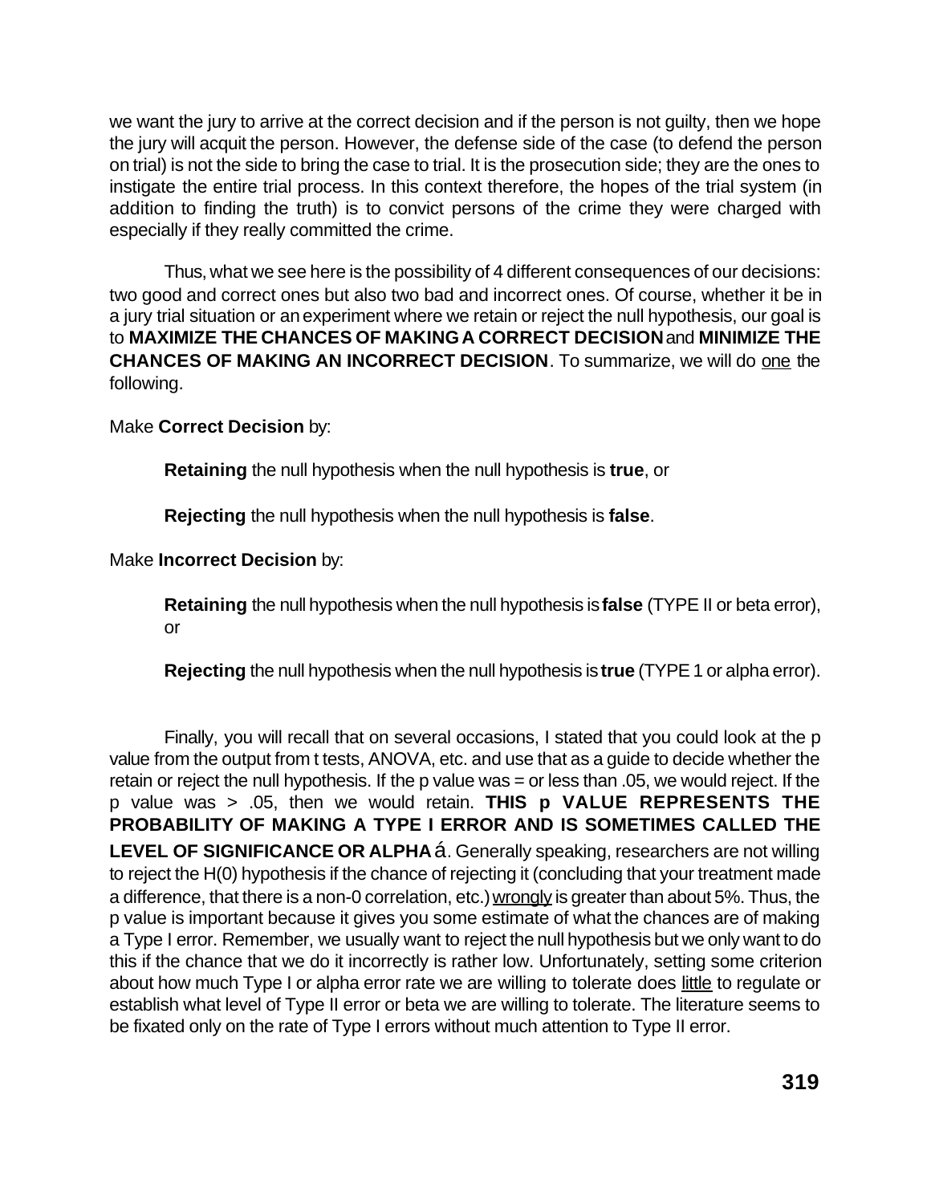we want the jury to arrive at the correct decision and if the person is not guilty, then we hope the jury will acquit the person. However, the defense side of the case (to defend the person on trial) is not the side to bring the case to trial. It is the prosecution side; they are the ones to instigate the entire trial process. In this context therefore, the hopes of the trial system (in addition to finding the truth) is to convict persons of the crime they were charged with especially if they really committed the crime.

Thus, what we see here is the possibility of 4 different consequences of our decisions: two good and correct ones but also two bad and incorrect ones. Of course, whether it be in a jury trial situation or an experiment where we retain or reject the null hypothesis, our goal is to **MAXIMIZE THE CHANCES OF MAKING A CORRECT DECISION** and **MINIMIZE THE CHANCES OF MAKING AN INCORRECT DECISION**. To summarize, we will do one the following.

Make **Correct Decision** by:

> **Retaining** the null hypothesis when the null hypothesis is **true**, or
>
> **Rejecting** the null hypothesis when the null hypothesis is **false**.

Make **Incorrect Decision** by:

> **Retaining** the null hypothesis when the null hypothesis is **false** (TYPE II or beta error), or
>
> **Rejecting** the null hypothesis when the null hypothesis is **true** (TYPE 1 or alpha error).

Finally, you will recall that on several occasions, I stated that you could look at the p value from the output from t tests, ANOVA, etc. and use that as a guide to decide whether the retain or reject the null hypothesis. If the p value was = or less than .05, we would reject. If the p value was > .05, then we would retain. **THIS p VALUE REPRESENTS THE PROBABILITY OF MAKING A TYPE I ERROR AND IS SOMETIMES CALLED THE LEVEL OF SIGNIFICANCE OR ALPHA** á. Generally speaking, researchers are not willing to reject the H(0) hypothesis if the chance of rejecting it (concluding that your treatment made a difference, that there is a non-0 correlation, etc.) wrongly is greater than about 5%. Thus, the p value is important because it gives you some estimate of what the chances are of making a Type I error. Remember, we usually want to reject the null hypothesis but we only want to do this if the chance that we do it incorrectly is rather low. Unfortunately, setting some criterion about how much Type I or alpha error rate we are willing to tolerate does little to regulate or establish what level of Type II error or beta we are willing to tolerate. The literature seems to be fixated only on the rate of Type I errors without much attention to Type II error.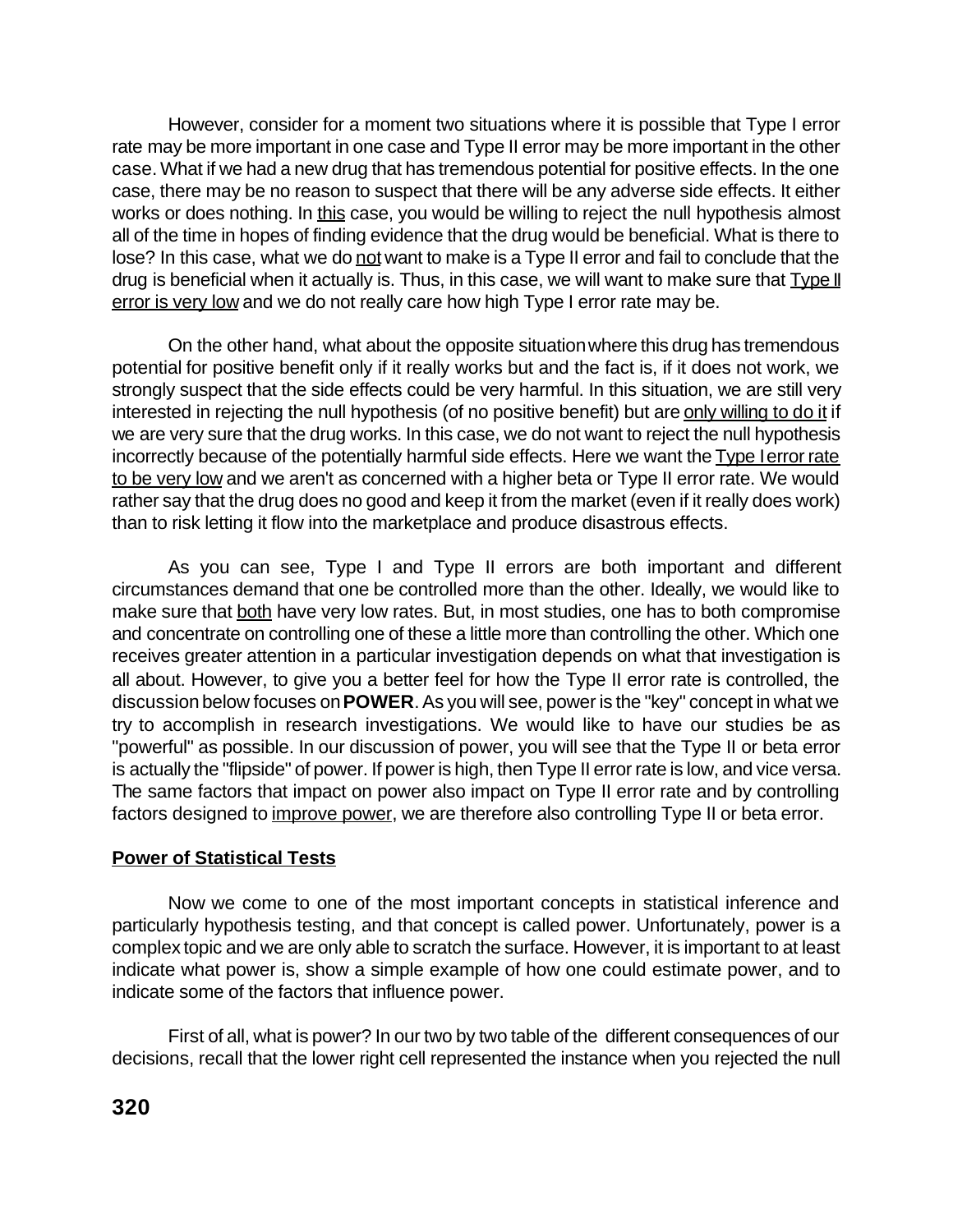However, consider for a moment two situations where it is possible that Type I error rate may be more important in one case and Type II error may be more important in the other case. What if we had a new drug that has tremendous potential for positive effects. In the one case, there may be no reason to suspect that there will be any adverse side effects. It either works or does nothing. In <u>this</u> case, you would be willing to reject the null hypothesis almost all of the time in hopes of finding evidence that the drug would be beneficial. What is there to lose? In this case, what we do <u>not</u> want to make is a Type II error and fail to conclude that the drug is beneficial when it actually is. Thus, in this case, we will want to make sure that <u>Type II error is very low</u> and we do not really care how high Type I error rate may be.

On the other hand, what about the opposite situation where this drug has tremendous potential for positive benefit only if it really works but and the fact is, if it does not work, we strongly suspect that the side effects could be very harmful. In this situation, we are still very interested in rejecting the null hypothesis (of no positive benefit) but are <u>only willing to do it</u> if we are very sure that the drug works. In this case, we do not want to reject the null hypothesis incorrectly because of the potentially harmful side effects. Here we want the <u>Type I error rate to be very low</u> and we aren't as concerned with a higher beta or Type II error rate. We would rather say that the drug does no good and keep it from the market (even if it really does work) than to risk letting it flow into the marketplace and produce disastrous effects.

As you can see, Type I and Type II errors are both important and different circumstances demand that one be controlled more than the other. Ideally, we would like to make sure that <u>both</u> have very low rates. But, in most studies, one has to both compromise and concentrate on controlling one of these a little more than controlling the other. Which one receives greater attention in a particular investigation depends on what that investigation is all about. However, to give you a better feel for how the Type II error rate is controlled, the discussion below focuses on **POWER**. As you will see, power is the "key" concept in what we try to accomplish in research investigations. We would like to have our studies be as "powerful" as possible. In our discussion of power, you will see that the Type II or beta error is actually the "flipside" of power. If power is high, then Type II error rate is low, and vice versa. The same factors that impact on power also impact on Type II error rate and by controlling factors designed to <u>improve power</u>, we are therefore also controlling Type II or beta error.

## Power of Statistical Tests

Now we come to one of the most important concepts in statistical inference and particularly hypothesis testing, and that concept is called power. Unfortunately, power is a complex topic and we are only able to scratch the surface. However, it is important to at least indicate what power is, show a simple example of how one could estimate power, and to indicate some of the factors that influence power.

First of all, what is power? In our two by two table of the different consequences of our decisions, recall that the lower right cell represented the instance when you rejected the null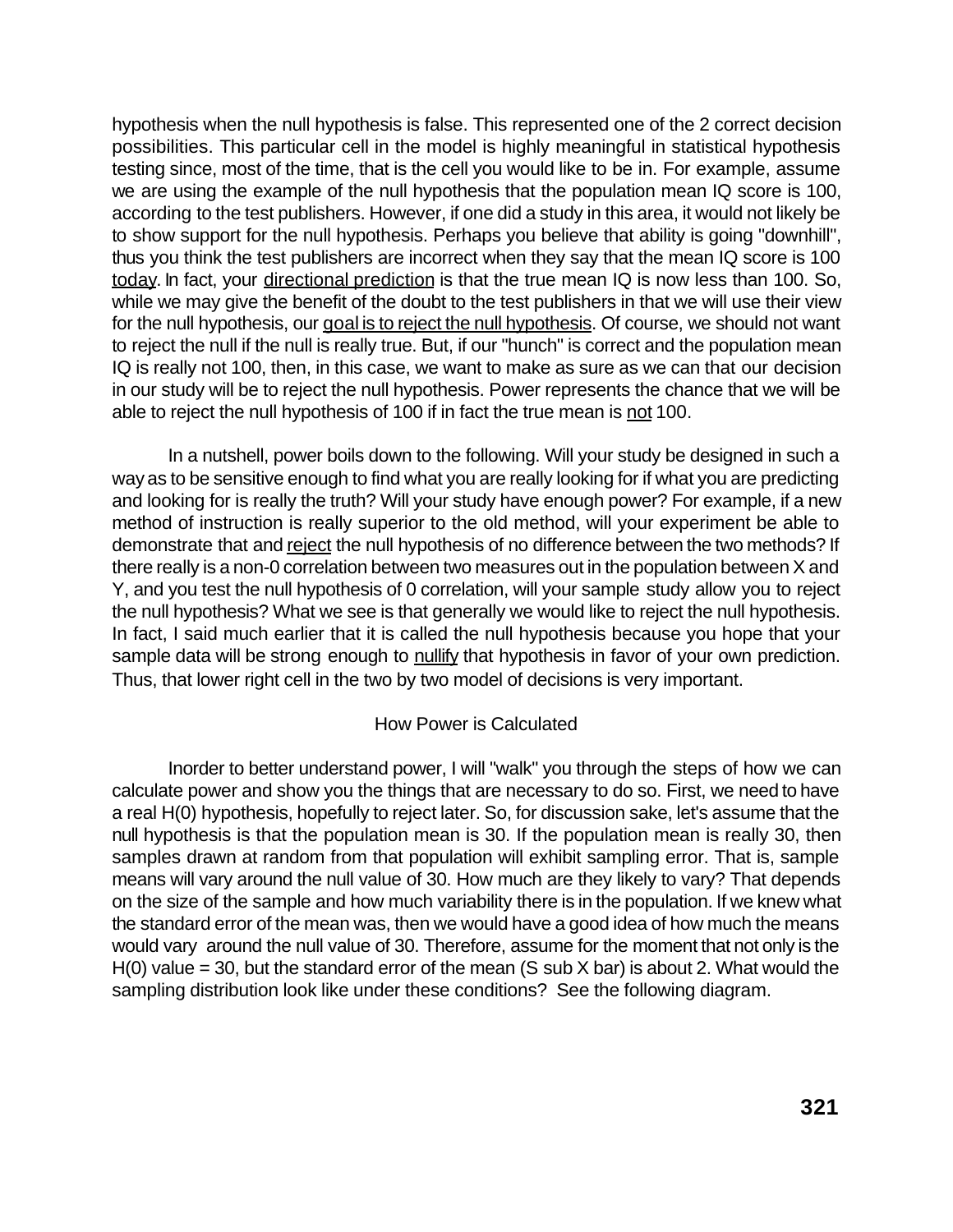hypothesis when the null hypothesis is false. This represented one of the 2 correct decision possibilities. This particular cell in the model is highly meaningful in statistical hypothesis testing since, most of the time, that is the cell you would like to be in. For example, assume we are using the example of the null hypothesis that the population mean IQ score is 100, according to the test publishers. However, if one did a study in this area, it would not likely be to show support for the null hypothesis. Perhaps you believe that ability is going "downhill", thus you think the test publishers are incorrect when they say that the mean IQ score is 100 <u>today</u>. In fact, your <u>directional prediction</u> is that the true mean IQ is now less than 100. So, while we may give the benefit of the doubt to the test publishers in that we will use their view for the null hypothesis, our <u>goal is to reject the null hypothesis</u>. Of course, we should not want to reject the null if the null is really true. But, if our "hunch" is correct and the population mean IQ is really not 100, then, in this case, we want to make as sure as we can that our decision in our study will be to reject the null hypothesis. Power represents the chance that we will be able to reject the null hypothesis of 100 if in fact the true mean is <u>not</u> 100.

In a nutshell, power boils down to the following. Will your study be designed in such a way as to be sensitive enough to find what you are really looking for if what you are predicting and looking for is really the truth? Will your study have enough power? For example, if a new method of instruction is really superior to the old method, will your experiment be able to demonstrate that and <u>reject</u> the null hypothesis of no difference between the two methods? If there really is a non-0 correlation between two measures out in the population between X and Y, and you test the null hypothesis of 0 correlation, will your sample study allow you to reject the null hypothesis? What we see is that generally we would like to reject the null hypothesis. In fact, I said much earlier that it is called the null hypothesis because you hope that your sample data will be strong enough to <u>nullify</u> that hypothesis in favor of your own prediction. Thus, that lower right cell in the two by two model of decisions is very important.

## How Power is Calculated

Inorder to better understand power, I will "walk" you through the steps of how we can calculate power and show you the things that are necessary to do so. First, we need to have a real H(0) hypothesis, hopefully to reject later. So, for discussion sake, let's assume that the null hypothesis is that the population mean is 30. If the population mean is really 30, then samples drawn at random from that population will exhibit sampling error. That is, sample means will vary around the null value of 30. How much are they likely to vary? That depends on the size of the sample and how much variability there is in the population. If we knew what the standard error of the mean was, then we would have a good idea of how much the means would vary around the null value of 30. Therefore, assume for the moment that not only is the H(0) value = 30, but the standard error of the mean (S sub X bar) is about 2. What would the sampling distribution look like under these conditions? See the following diagram.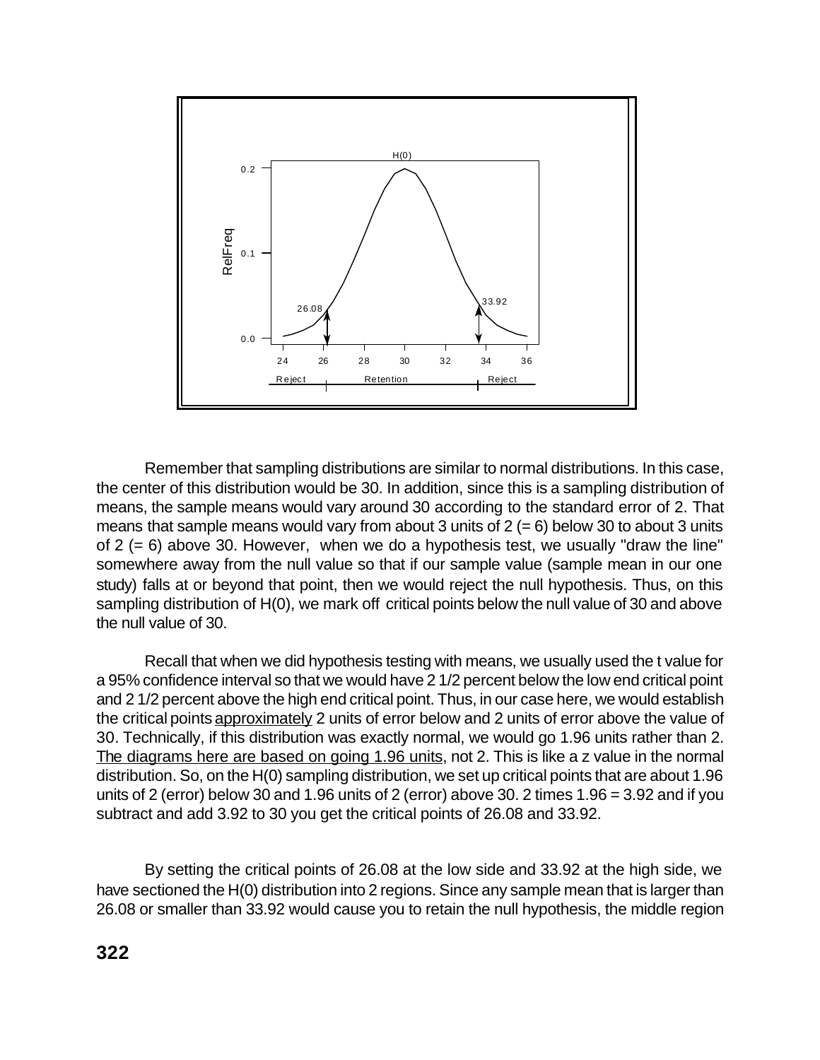Remember that sampling distributions are similar to normal distributions. In this case, the center of this distribution would be 30. In addition, since this is a sampling distribution of means, the sample means would vary around 30 according to the standard error of 2. That means that sample means would vary from about 3 units of 2 (= 6) below 30 to about 3 units of 2 (= 6) above 30. However, when we do a hypothesis test, we usually "draw the line" somewhere away from the null value so that if our sample value (sample mean in our one study) falls at or beyond that point, then we would reject the null hypothesis. Thus, on this sampling distribution of H(0), we mark off critical points below the null value of 30 and above the null value of 30.

Recall that when we did hypothesis testing with means, we usually used the t value for a 95% confidence interval so that we would have 2 1/2 percent below the low end critical point and 2 1/2 percent above the high end critical point. Thus, in our case here, we would establish the critical points <u>approximately</u> 2 units of error below and 2 units of error above the value of 30. Technically, if this distribution was exactly normal, we would go 1.96 units rather than 2. <u>The diagrams here are based on going 1.96 units</u>, not 2. This is like a z value in the normal distribution. So, on the H(0) sampling distribution, we set up critical points that are about 1.96 units of 2 (error) below 30 and 1.96 units of 2 (error) above 30. 2 times 1.96 = 3.92 and if you subtract and add 3.92 to 30 you get the critical points of 26.08 and 33.92.

By setting the critical points of 26.08 at the low side and 33.92 at the high side, we have sectioned the H(0) distribution into 2 regions. Since any sample mean that is larger than 26.08 or smaller than 33.92 would cause you to retain the null hypothesis, the middle region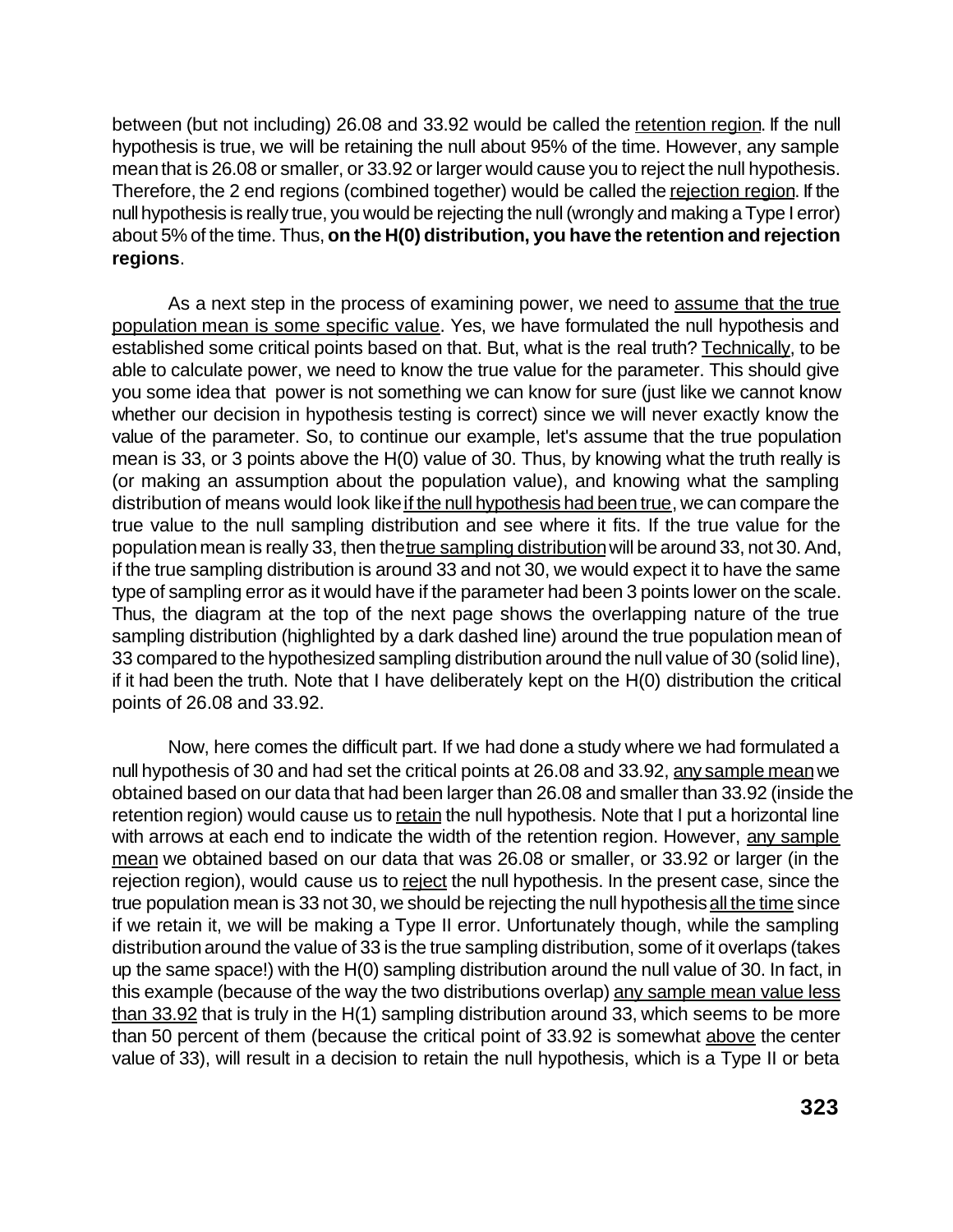between (but not including) 26.08 and 33.92 would be called the <u>retention region</u>. If the null hypothesis is true, we will be retaining the null about 95% of the time. However, any sample mean that is 26.08 or smaller, or 33.92 or larger would cause you to reject the null hypothesis. Therefore, the 2 end regions (combined together) would be called the <u>rejection region</u>. If the null hypothesis is really true, you would be rejecting the null (wrongly and making a Type I error) about 5% of the time. Thus, **on the H(0) distribution, you have the retention and rejection regions**.

As a next step in the process of examining power, we need to <u>assume that the true population mean is some specific value</u>. Yes, we have formulated the null hypothesis and established some critical points based on that. But, what is the real truth? <u>Technically</u>, to be able to calculate power, we need to know the true value for the parameter. This should give you some idea that power is not something we can know for sure (just like we cannot know whether our decision in hypothesis testing is correct) since we will never exactly know the value of the parameter. So, to continue our example, let's assume that the true population mean is 33, or 3 points above the H(0) value of 30. Thus, by knowing what the truth really is (or making an assumption about the population value), and knowing what the sampling distribution of means would look like <u>if the null hypothesis had been true</u>, we can compare the true value to the null sampling distribution and see where it fits. If the true value for the population mean is really 33, then the <u>true sampling distribution</u> will be around 33, not 30. And, if the true sampling distribution is around 33 and not 30, we would expect it to have the same type of sampling error as it would have if the parameter had been 3 points lower on the scale. Thus, the diagram at the top of the next page shows the overlapping nature of the true sampling distribution (highlighted by a dark dashed line) around the true population mean of 33 compared to the hypothesized sampling distribution around the null value of 30 (solid line), if it had been the truth. Note that I have deliberately kept on the H(0) distribution the critical points of 26.08 and 33.92.

Now, here comes the difficult part. If we had done a study where we had formulated a null hypothesis of 30 and had set the critical points at 26.08 and 33.92, <u>any sample mean</u> we obtained based on our data that had been larger than 26.08 and smaller than 33.92 (inside the retention region) would cause us to <u>retain</u> the null hypothesis. Note that I put a horizontal line with arrows at each end to indicate the width of the retention region. However, <u>any sample mean</u> we obtained based on our data that was 26.08 or smaller, or 33.92 or larger (in the rejection region), would cause us to <u>reject</u> the null hypothesis. In the present case, since the true population mean is 33 not 30, we should be rejecting the null hypothesis <u>all the time</u> since if we retain it, we will be making a Type II error. Unfortunately though, while the sampling distribution around the value of 33 is the true sampling distribution, some of it overlaps (takes up the same space!) with the H(0) sampling distribution around the null value of 30. In fact, in this example (because of the way the two distributions overlap) <u>any sample mean value less than 33.92</u> that is truly in the H(1) sampling distribution around 33, which seems to be more than 50 percent of them (because the critical point of 33.92 is somewhat <u>above</u> the center value of 33), will result in a decision to retain the null hypothesis, which is a Type II or beta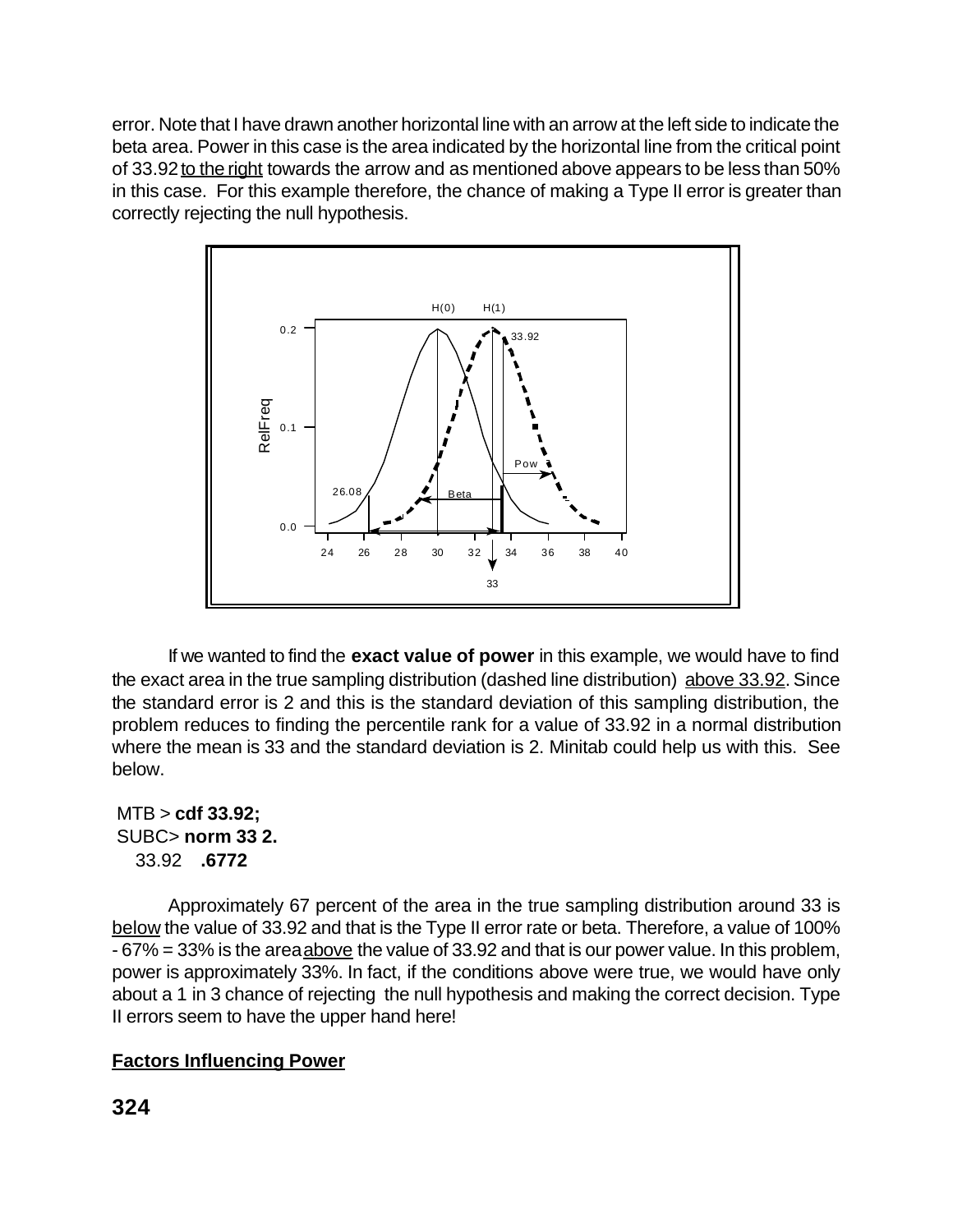error. Note that I have drawn another horizontal line with an arrow at the left side to indicate the beta area. Power in this case is the area indicated by the horizontal line from the critical point of 33.92 to the right towards the arrow and as mentioned above appears to be less than 50% in this case. For this example therefore, the chance of making a Type II error is greater than correctly rejecting the null hypothesis.

If we wanted to find the **exact value of power** in this example, we would have to find the exact area in the true sampling distribution (dashed line distribution) above 33.92. Since the standard error is 2 and this is the standard deviation of this sampling distribution, the problem reduces to finding the percentile rank for a value of 33.92 in a normal distribution where the mean is 33 and the standard deviation is 2. Minitab could help us with this. See below.

```
MTB > cdf 33.92;
SUBC> norm 33 2.
   33.92   .6772
```

Approximately 67 percent of the area in the true sampling distribution around 33 is below the value of 33.92 and that is the Type II error rate or beta. Therefore, a value of 100% - 67% = 33% is the area above the value of 33.92 and that is our power value. In this problem, power is approximately 33%. In fact, if the conditions above were true, we would have only about a 1 in 3 chance of rejecting the null hypothesis and making the correct decision. Type II errors seem to have the upper hand here!

## Factors Influencing Power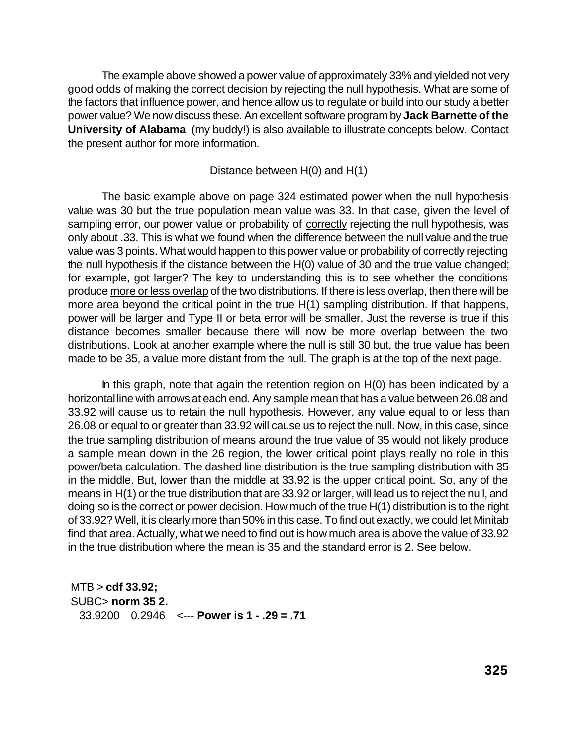The example above showed a power value of approximately 33% and yielded not very good odds of making the correct decision by rejecting the null hypothesis. What are some of the factors that influence power, and hence allow us to regulate or build into our study a better power value? We now discuss these. An excellent software program by **Jack Barnette of the University of Alabama** (my buddy!) is also available to illustrate concepts below. Contact the present author for more information.

Distance between H(0) and H(1)

The basic example above on page 324 estimated power when the null hypothesis value was 30 but the true population mean value was 33. In that case, given the level of sampling error, our power value or probability of correctly rejecting the null hypothesis, was only about .33. This is what we found when the difference between the null value and the true value was 3 points. What would happen to this power value or probability of correctly rejecting the null hypothesis if the distance between the H(0) value of 30 and the true value changed; for example, got larger? The key to understanding this is to see whether the conditions produce more or less overlap of the two distributions. If there is less overlap, then there will be more area beyond the critical point in the true H(1) sampling distribution. If that happens, power will be larger and Type II or beta error will be smaller. Just the reverse is true if this distance becomes smaller because there will now be more overlap between the two distributions. Look at another example where the null is still 30 but, the true value has been made to be 35, a value more distant from the null. The graph is at the top of the next page.

In this graph, note that again the retention region on H(0) has been indicated by a horizontal line with arrows at each end. Any sample mean that has a value between 26.08 and 33.92 will cause us to retain the null hypothesis. However, any value equal to or less than 26.08 or equal to or greater than 33.92 will cause us to reject the null. Now, in this case, since the true sampling distribution of means around the true value of 35 would not likely produce a sample mean down in the 26 region, the lower critical point plays really no role in this power/beta calculation. The dashed line distribution is the true sampling distribution with 35 in the middle. But, lower than the middle at 33.92 is the upper critical point. So, any of the means in H(1) or the true distribution that are 33.92 or larger, will lead us to reject the null, and doing so is the correct or power decision. How much of the true H(1) distribution is to the right of 33.92? Well, it is clearly more than 50% in this case. To find out exactly, we could let Minitab find that area. Actually, what we need to find out is how much area is above the value of 33.92 in the true distribution where the mean is 35 and the standard error is 2. See below.

```
MTB > cdf 33.92;
SUBC> norm 35 2.
  33.9200    0.2946   <--- Power is 1 - .29 = .71
```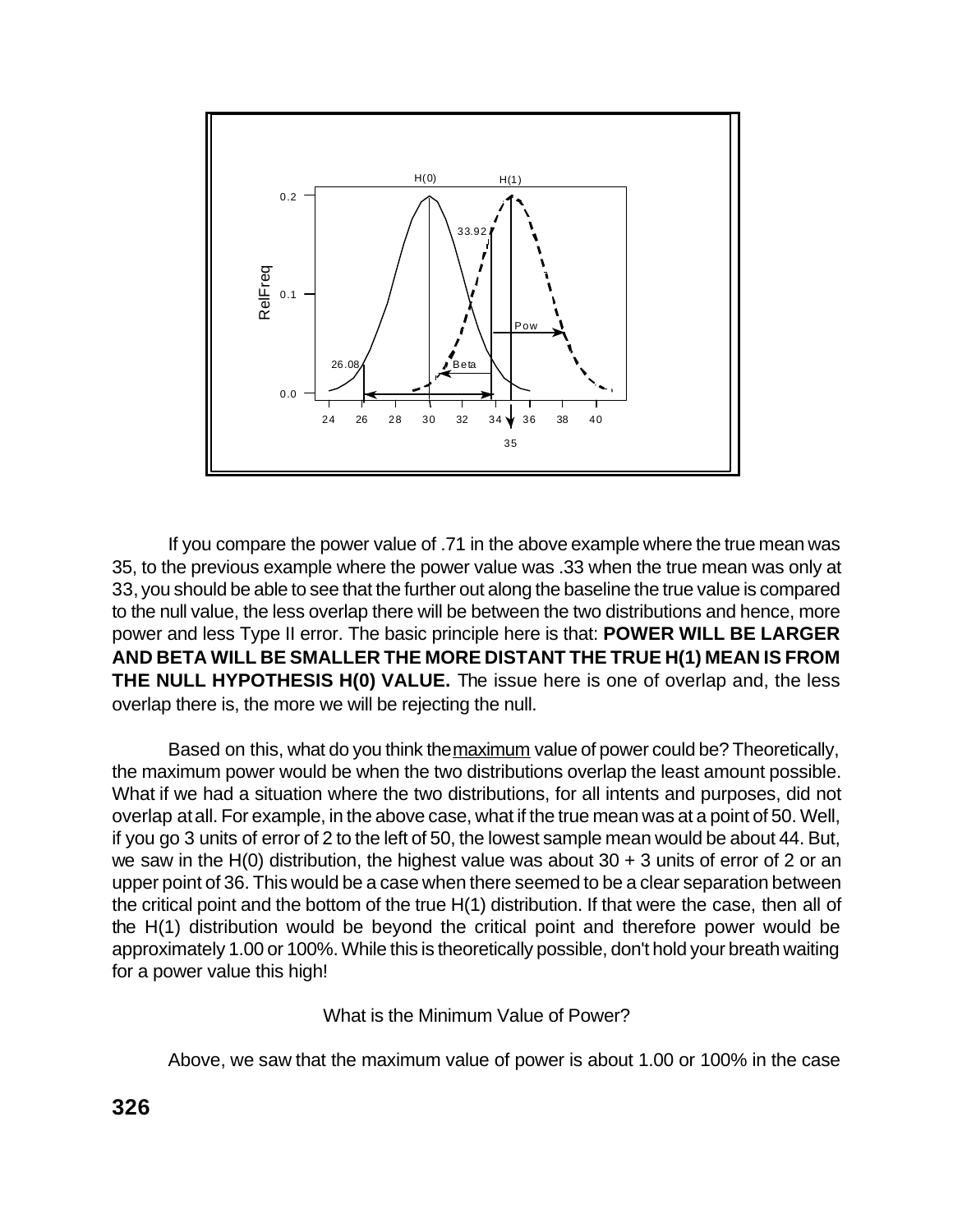If you compare the power value of .71 in the above example where the true mean was 35, to the previous example where the power value was .33 when the true mean was only at 33, you should be able to see that the further out along the baseline the true value is compared to the null value, the less overlap there will be between the two distributions and hence, more power and less Type II error. The basic principle here is that: **POWER WILL BE LARGER AND BETA WILL BE SMALLER THE MORE DISTANT THE TRUE H(1) MEAN IS FROM THE NULL HYPOTHESIS H(0) VALUE.** The issue here is one of overlap and, the less overlap there is, the more we will be rejecting the null.

Based on this, what do you think the maximum value of power could be? Theoretically, the maximum power would be when the two distributions overlap the least amount possible. What if we had a situation where the two distributions, for all intents and purposes, did not overlap at all. For example, in the above case, what if the true mean was at a point of 50. Well, if you go 3 units of error of 2 to the left of 50, the lowest sample mean would be about 44. But, we saw in the H(0) distribution, the highest value was about 30 + 3 units of error of 2 or an upper point of 36. This would be a case when there seemed to be a clear separation between the critical point and the bottom of the true H(1) distribution. If that were the case, then all of the H(1) distribution would be beyond the critical point and therefore power would be approximately 1.00 or 100%. While this is theoretically possible, don't hold your breath waiting for a power value this high!

## What is the Minimum Value of Power?

Above, we saw that the maximum value of power is about 1.00 or 100% in the case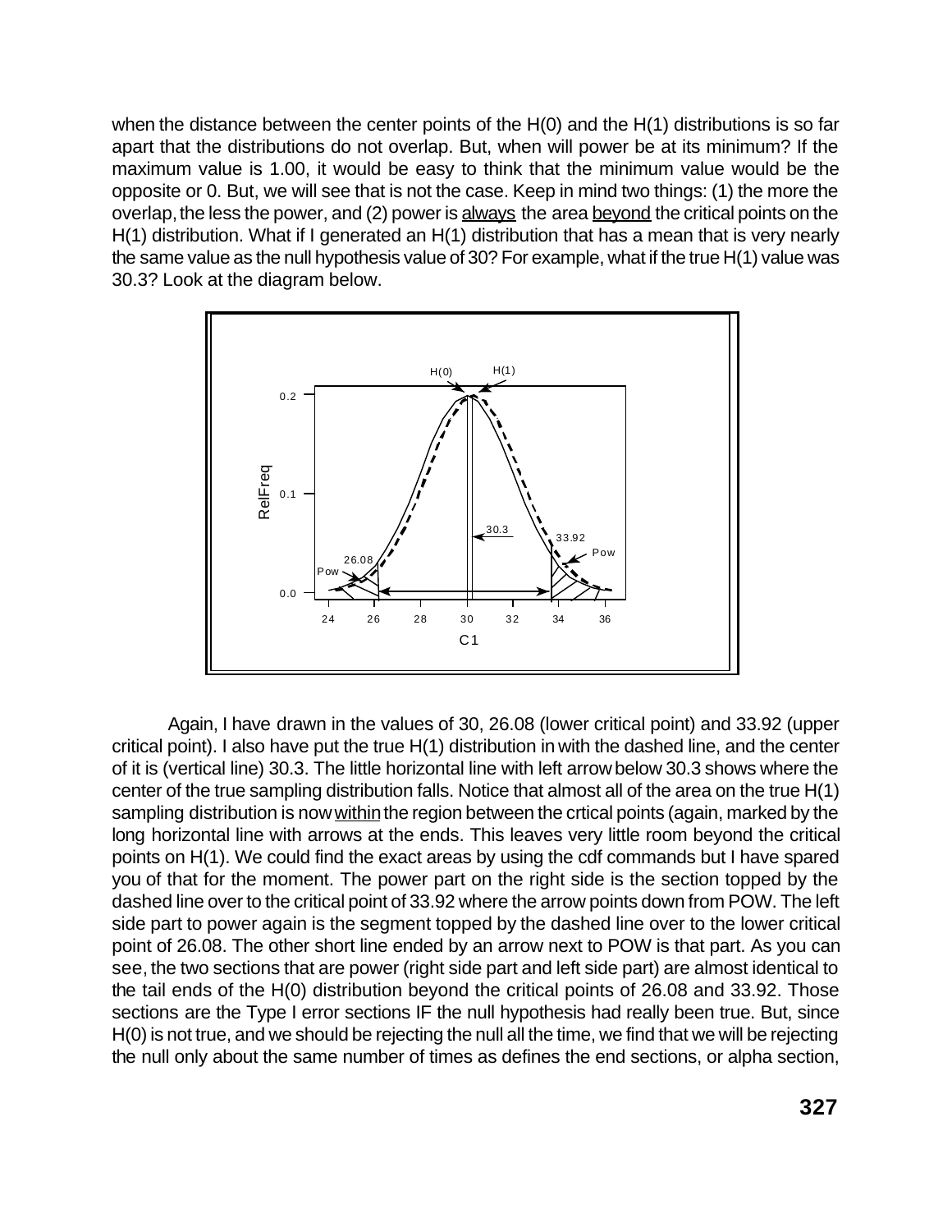when the distance between the center points of the H(0) and the H(1) distributions is so far apart that the distributions do not overlap. But, when will power be at its minimum? If the maximum value is 1.00, it would be easy to think that the minimum value would be the opposite or 0. But, we will see that is not the case. Keep in mind two things: (1) the more the overlap, the less the power, and (2) power is <u>always</u> the area <u>beyond</u> the critical points on the H(1) distribution. What if I generated an H(1) distribution that has a mean that is very nearly the same value as the null hypothesis value of 30? For example, what if the true H(1) value was 30.3? Look at the diagram below.

Again, I have drawn in the values of 30, 26.08 (lower critical point) and 33.92 (upper critical point). I also have put the true H(1) distribution in with the dashed line, and the center of it is (vertical line) 30.3. The little horizontal line with left arrow below 30.3 shows where the center of the true sampling distribution falls. Notice that almost all of the area on the true H(1) sampling distribution is now <u>within</u> the region between the crtical points (again, marked by the long horizontal line with arrows at the ends. This leaves very little room beyond the critical points on H(1). We could find the exact areas by using the cdf commands but I have spared you of that for the moment. The power part on the right side is the section topped by the dashed line over to the critical point of 33.92 where the arrow points down from POW. The left side part to power again is the segment topped by the dashed line over to the lower critical point of 26.08. The other short line ended by an arrow next to POW is that part. As you can see, the two sections that are power (right side part and left side part) are almost identical to the tail ends of the H(0) distribution beyond the critical points of 26.08 and 33.92. Those sections are the Type I error sections IF the null hypothesis had really been true. But, since H(0) is not true, and we should be rejecting the null all the time, we find that we will be rejecting the null only about the same number of times as defines the end sections, or alpha section,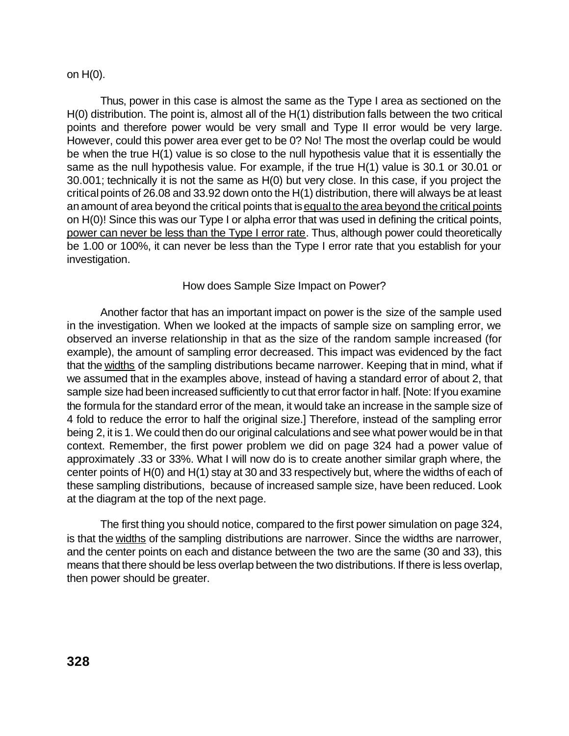on H(0).

Thus, power in this case is almost the same as the Type I area as sectioned on the H(0) distribution. The point is, almost all of the H(1) distribution falls between the two critical points and therefore power would be very small and Type II error would be very large. However, could this power area ever get to be 0? No! The most the overlap could be would be when the true H(1) value is so close to the null hypothesis value that it is essentially the same as the null hypothesis value. For example, if the true H(1) value is 30.1 or 30.01 or 30.001; technically it is not the same as H(0) but very close. In this case, if you project the critical points of 26.08 and 33.92 down onto the H(1) distribution, there will always be at least an amount of area beyond the critical points that is <u>equal to the area beyond the critical points</u> on H(0)! Since this was our Type I or alpha error that was used in defining the critical points, <u>power can never be less than the Type I error rate</u>. Thus, although power could theoretically be 1.00 or 100%, it can never be less than the Type I error rate that you establish for your investigation.

### How does Sample Size Impact on Power?

Another factor that has an important impact on power is the size of the sample used in the investigation. When we looked at the impacts of sample size on sampling error, we observed an inverse relationship in that as the size of the random sample increased (for example), the amount of sampling error decreased. This impact was evidenced by the fact that the <u>widths</u> of the sampling distributions became narrower. Keeping that in mind, what if we assumed that in the examples above, instead of having a standard error of about 2, that sample size had been increased sufficiently to cut that error factor in half. [Note: If you examine the formula for the standard error of the mean, it would take an increase in the sample size of 4 fold to reduce the error to half the original size.] Therefore, instead of the sampling error being 2, it is 1. We could then do our original calculations and see what power would be in that context. Remember, the first power problem we did on page 324 had a power value of approximately .33 or 33%. What I will now do is to create another similar graph where, the center points of H(0) and H(1) stay at 30 and 33 respectively but, where the widths of each of these sampling distributions, because of increased sample size, have been reduced. Look at the diagram at the top of the next page.

The first thing you should notice, compared to the first power simulation on page 324, is that the <u>widths</u> of the sampling distributions are narrower. Since the widths are narrower, and the center points on each and distance between the two are the same (30 and 33), this means that there should be less overlap between the two distributions. If there is less overlap, then power should be greater.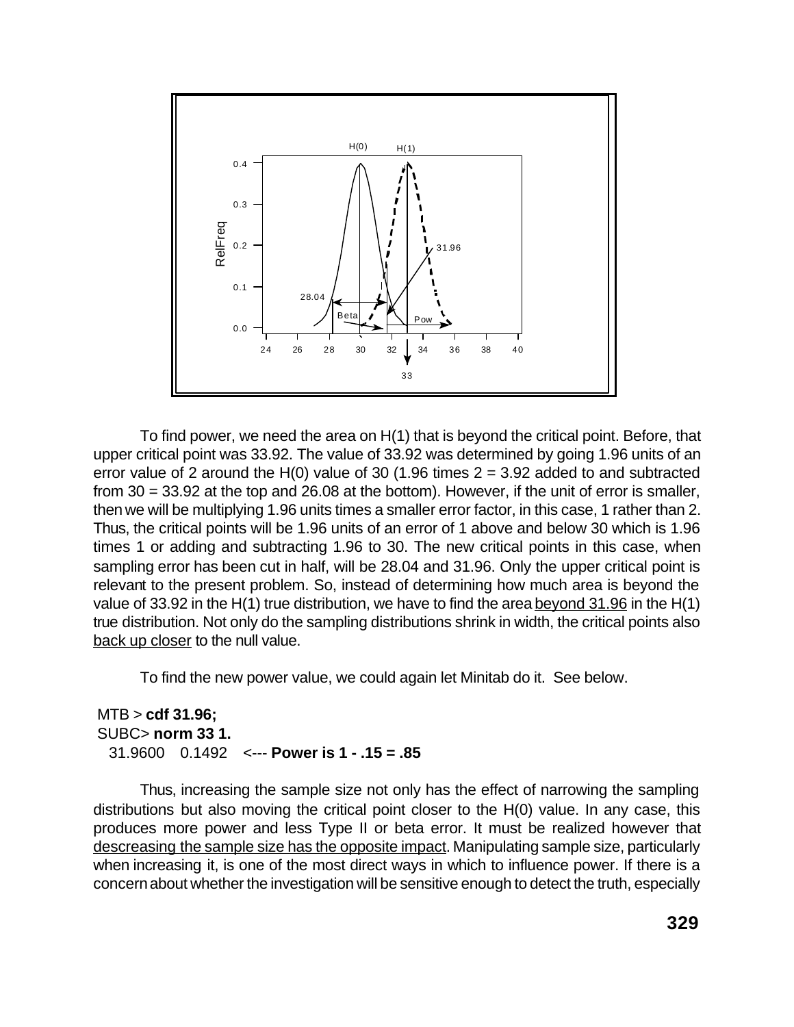To find power, we need the area on H(1) that is beyond the critical point. Before, that upper critical point was 33.92. The value of 33.92 was determined by going 1.96 units of an error value of 2 around the H(0) value of 30 (1.96 times 2 = 3.92 added to and subtracted from 30 = 33.92 at the top and 26.08 at the bottom). However, if the unit of error is smaller, then we will be multiplying 1.96 units times a smaller error factor, in this case, 1 rather than 2. Thus, the critical points will be 1.96 units of an error of 1 above and below 30 which is 1.96 times 1 or adding and subtracting 1.96 to 30. The new critical points in this case, when sampling error has been cut in half, will be 28.04 and 31.96. Only the upper critical point is relevant to the present problem. So, instead of determining how much area is beyond the value of 33.92 in the H(1) true distribution, we have to find the area beyond 31.96 in the H(1) true distribution. Not only do the sampling distributions shrink in width, the critical points also back up closer to the null value.

To find the new power value, we could again let Minitab do it. See below.

```
MTB > cdf 31.96;
SUBC> norm 33 1.
  31.9600   0.1492   <--- Power is 1 - .15 = .85
```

Thus, increasing the sample size not only has the effect of narrowing the sampling distributions but also moving the critical point closer to the H(0) value. In any case, this produces more power and less Type II or beta error. It must be realized however that descreasing the sample size has the opposite impact. Manipulating sample size, particularly when increasing it, is one of the most direct ways in which to influence power. If there is a concern about whether the investigation will be sensitive enough to detect the truth, especially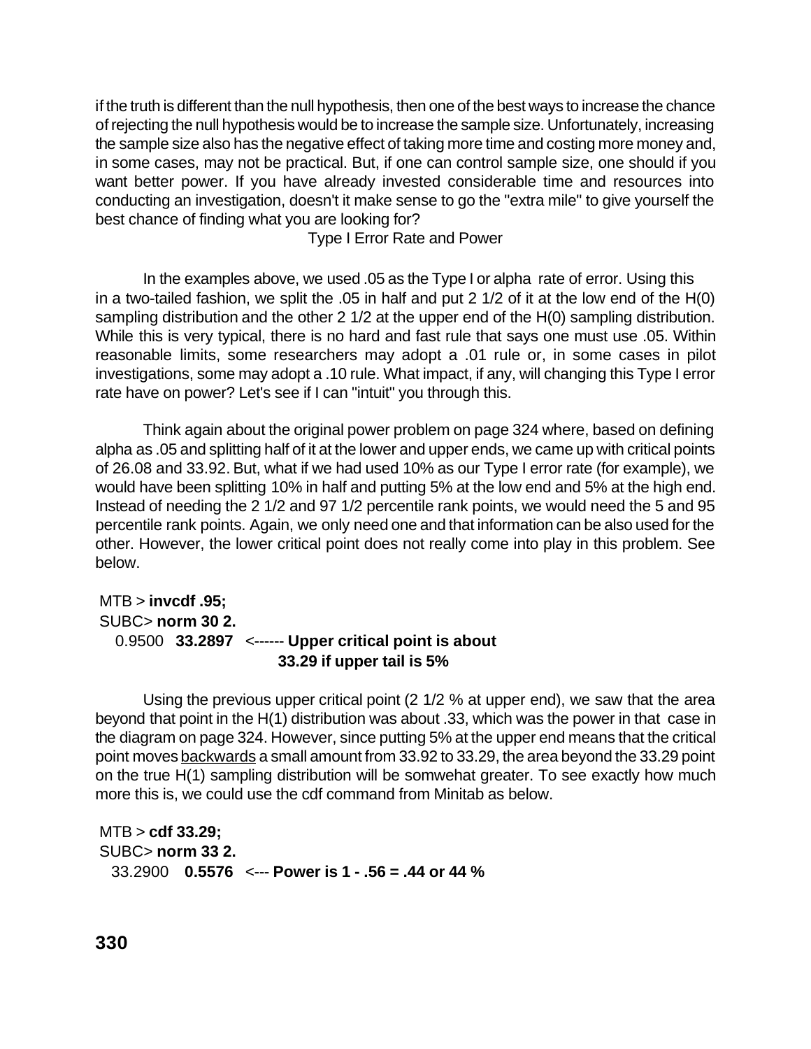if the truth is different than the null hypothesis, then one of the best ways to increase the chance of rejecting the null hypothesis would be to increase the sample size. Unfortunately, increasing the sample size also has the negative effect of taking more time and costing more money and, in some cases, may not be practical. But, if one can control sample size, one should if you want better power. If you have already invested considerable time and resources into conducting an investigation, doesn't it make sense to go the "extra mile" to give yourself the best chance of finding what you are looking for?

## Type I Error Rate and Power

In the examples above, we used .05 as the Type I or alpha rate of error. Using this in a two-tailed fashion, we split the .05 in half and put 2 1/2 of it at the low end of the H(0) sampling distribution and the other 2 1/2 at the upper end of the H(0) sampling distribution. While this is very typical, there is no hard and fast rule that says one must use .05. Within reasonable limits, some researchers may adopt a .01 rule or, in some cases in pilot investigations, some may adopt a .10 rule. What impact, if any, will changing this Type I error rate have on power? Let's see if I can "intuit" you through this.

Think again about the original power problem on page 324 where, based on defining alpha as .05 and splitting half of it at the lower and upper ends, we came up with critical points of 26.08 and 33.92. But, what if we had used 10% as our Type I error rate (for example), we would have been splitting 10% in half and putting 5% at the low end and 5% at the high end. Instead of needing the 2 1/2 and 97 1/2 percentile rank points, we would need the 5 and 95 percentile rank points. Again, we only need one and that information can be also used for the other. However, the lower critical point does not really come into play in this problem. See below.

```
MTB > invcdf .95;
SUBC> norm 30 2.
   0.9500   33.2897   <------ Upper critical point is about
                              33.29 if upper tail is 5%
```

Using the previous upper critical point (2 1/2 % at upper end), we saw that the area beyond that point in the H(1) distribution was about .33, which was the power in that case in the diagram on page 324. However, since putting 5% at the upper end means that the critical point moves <u>backwards</u> a small amount from 33.92 to 33.29, the area beyond the 33.29 point on the true H(1) sampling distribution will be somwehat greater. To see exactly how much more this is, we could use the cdf command from Minitab as below.

```
MTB > cdf 33.29;
SUBC> norm 33 2.
  33.2900   0.5576   <--- Power is 1 - .56 = .44 or 44 %
```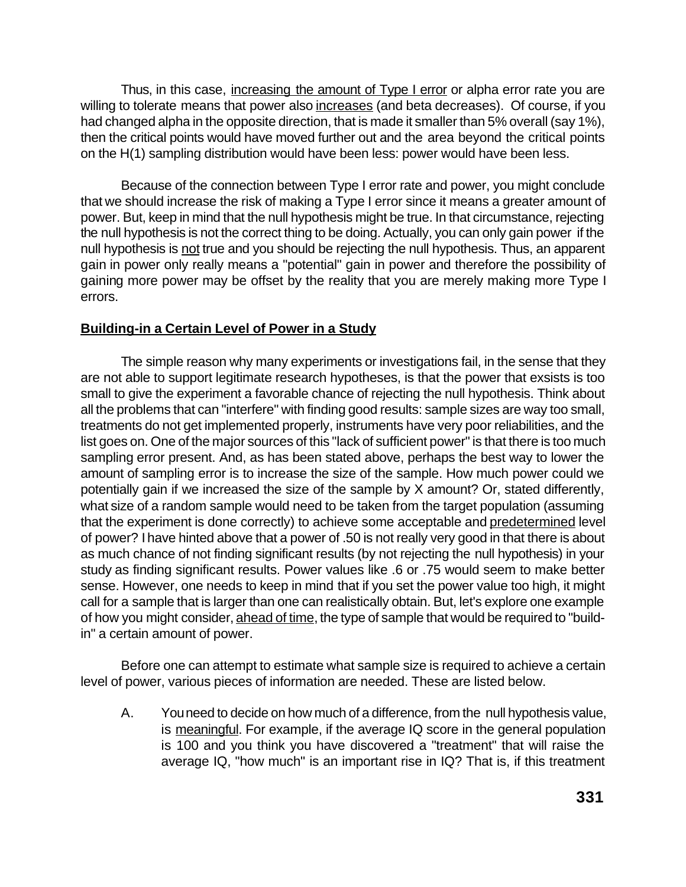Thus, in this case, increasing the amount of Type I error or alpha error rate you are willing to tolerate means that power also increases (and beta decreases). Of course, if you had changed alpha in the opposite direction, that is made it smaller than 5% overall (say 1%), then the critical points would have moved further out and the area beyond the critical points on the H(1) sampling distribution would have been less: power would have been less.

Because of the connection between Type I error rate and power, you might conclude that we should increase the risk of making a Type I error since it means a greater amount of power. But, keep in mind that the null hypothesis might be true. In that circumstance, rejecting the null hypothesis is not the correct thing to be doing. Actually, you can only gain power if the null hypothesis is not true and you should be rejecting the null hypothesis. Thus, an apparent gain in power only really means a "potential" gain in power and therefore the possibility of gaining more power may be offset by the reality that you are merely making more Type I errors.

## Building-in a Certain Level of Power in a Study

The simple reason why many experiments or investigations fail, in the sense that they are not able to support legitimate research hypotheses, is that the power that exsists is too small to give the experiment a favorable chance of rejecting the null hypothesis. Think about all the problems that can "interfere" with finding good results: sample sizes are way too small, treatments do not get implemented properly, instruments have very poor reliabilities, and the list goes on. One of the major sources of this "lack of sufficient power" is that there is too much sampling error present. And, as has been stated above, perhaps the best way to lower the amount of sampling error is to increase the size of the sample. How much power could we potentially gain if we increased the size of the sample by X amount? Or, stated differently, what size of a random sample would need to be taken from the target population (assuming that the experiment is done correctly) to achieve some acceptable and predetermined level of power? I have hinted above that a power of .50 is not really very good in that there is about as much chance of not finding significant results (by not rejecting the null hypothesis) in your study as finding significant results. Power values like .6 or .75 would seem to make better sense. However, one needs to keep in mind that if you set the power value too high, it might call for a sample that is larger than one can realistically obtain. But, let's explore one example of how you might consider, ahead of time, the type of sample that would be required to "build-in" a certain amount of power.

Before one can attempt to estimate what sample size is required to achieve a certain level of power, various pieces of information are needed. These are listed below.

A. You need to decide on how much of a difference, from the null hypothesis value, is meaningful. For example, if the average IQ score in the general population is 100 and you think you have discovered a "treatment" that will raise the average IQ, "how much" is an important rise in IQ? That is, if this treatment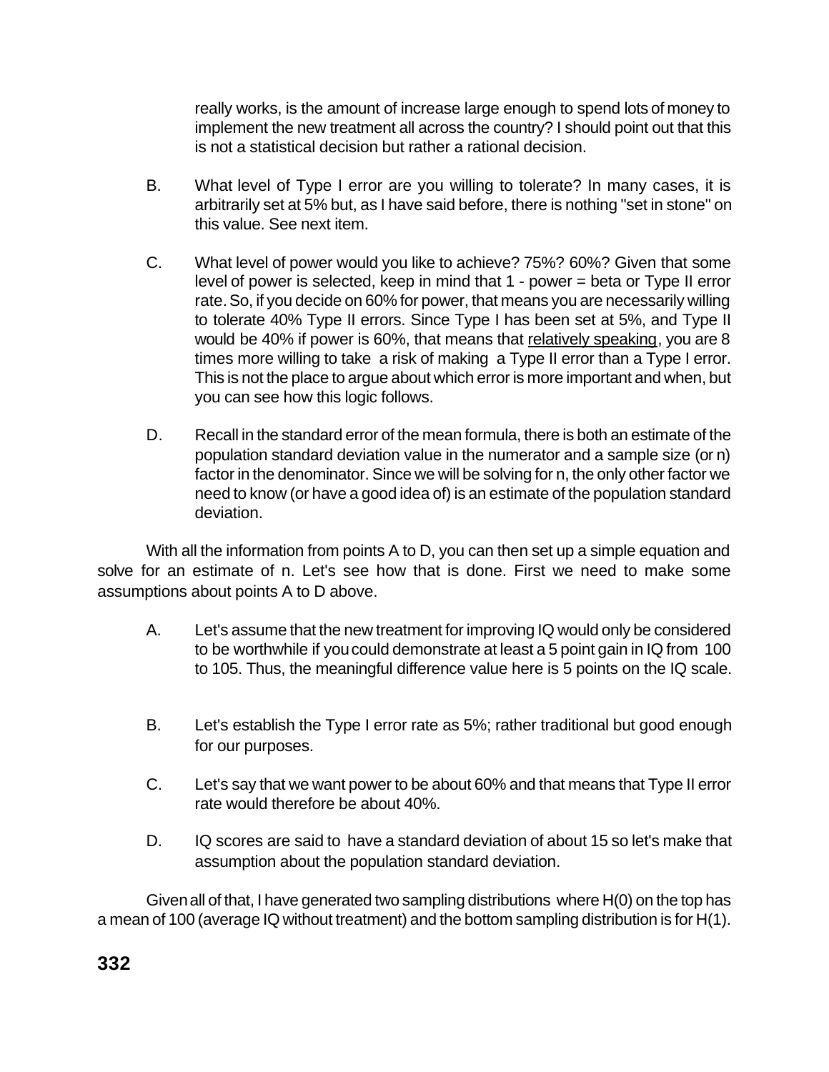really works, is the amount of increase large enough to spend lots of money to implement the new treatment all across the country? I should point out that this is not a statistical decision but rather a rational decision.

B. What level of Type I error are you willing to tolerate? In many cases, it is arbitrarily set at 5% but, as I have said before, there is nothing "set in stone" on this value. See next item.

C. What level of power would you like to achieve? 75%? 60%? Given that some level of power is selected, keep in mind that 1 - power = beta or Type II error rate. So, if you decide on 60% for power, that means you are necessarily willing to tolerate 40% Type II errors. Since Type I has been set at 5%, and Type II would be 40% if power is 60%, that means that <u>relatively speaking</u>, you are 8 times more willing to take a risk of making a Type II error than a Type I error. This is not the place to argue about which error is more important and when, but you can see how this logic follows.

D. Recall in the standard error of the mean formula, there is both an estimate of the population standard deviation value in the numerator and a sample size (or n) factor in the denominator. Since we will be solving for n, the only other factor we need to know (or have a good idea of) is an estimate of the population standard deviation.

With all the information from points A to D, you can then set up a simple equation and solve for an estimate of n. Let's see how that is done. First we need to make some assumptions about points A to D above.

A. Let's assume that the new treatment for improving IQ would only be considered to be worthwhile if you could demonstrate at least a 5 point gain in IQ from 100 to 105. Thus, the meaningful difference value here is 5 points on the IQ scale.

B. Let's establish the Type I error rate as 5%; rather traditional but good enough for our purposes.

C. Let's say that we want power to be about 60% and that means that Type II error rate would therefore be about 40%.

D. IQ scores are said to have a standard deviation of about 15 so let's make that assumption about the population standard deviation.

Given all of that, I have generated two sampling distributions where H(0) on the top has a mean of 100 (average IQ without treatment) and the bottom sampling distribution is for H(1).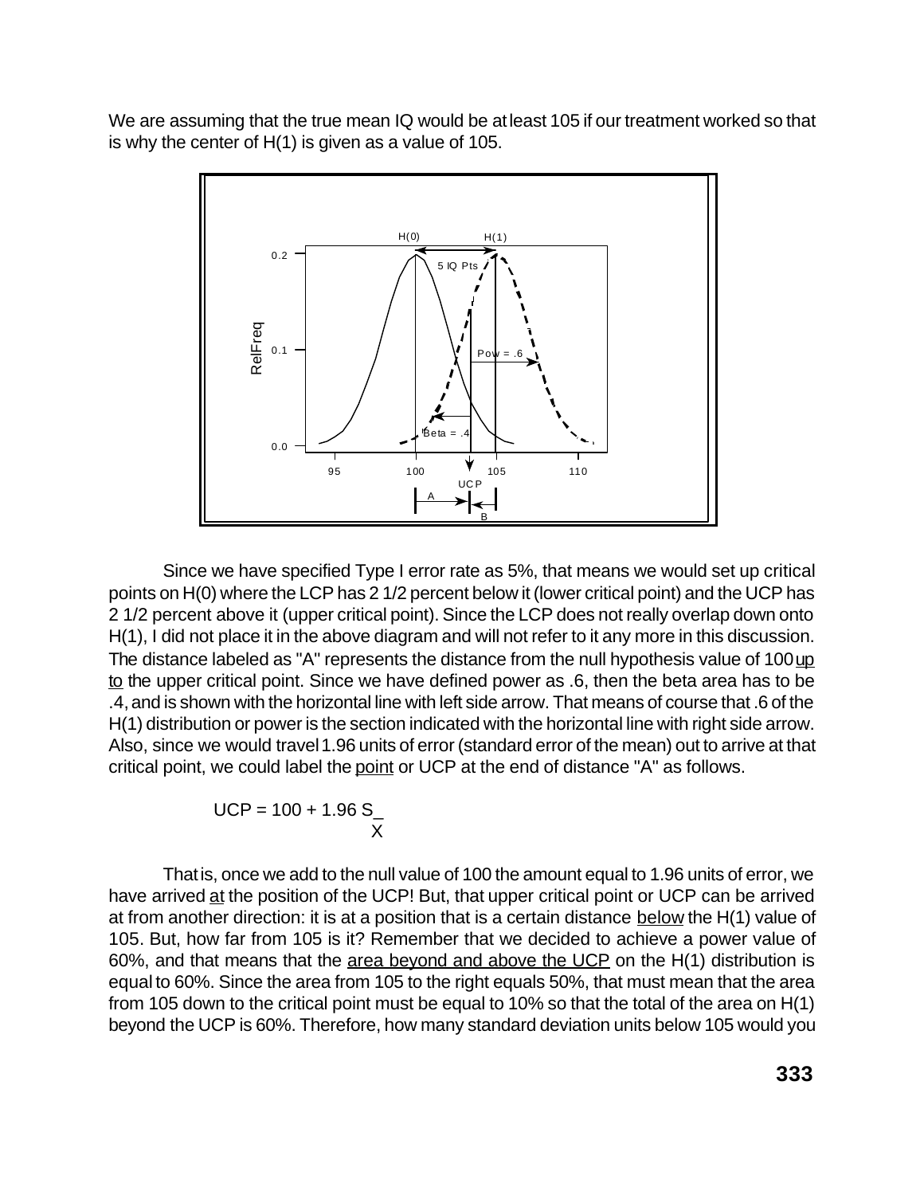We are assuming that the true mean IQ would be at least 105 if our treatment worked so that is why the center of H(1) is given as a value of 105.

Since we have specified Type I error rate as 5%, that means we would set up critical points on H(0) where the LCP has 2 1/2 percent below it (lower critical point) and the UCP has 2 1/2 percent above it (upper critical point). Since the LCP does not really overlap down onto H(1), I did not place it in the above diagram and will not refer to it any more in this discussion. The distance labeled as "A" represents the distance from the null hypothesis value of 100 up to the upper critical point. Since we have defined power as .6, then the beta area has to be .4, and is shown with the horizontal line with left side arrow. That means of course that .6 of the H(1) distribution or power is the section indicated with the horizontal line with right side arrow. Also, since we would travel 1.96 units of error (standard error of the mean) out to arrive at that critical point, we could label the point or UCP at the end of distance "A" as follows.

$$UCP = 100 + 1.96 \, S_{\bar{X}}$$

That is, once we add to the null value of 100 the amount equal to 1.96 units of error, we have arrived at the position of the UCP! But, that upper critical point or UCP can be arrived at from another direction: it is at a position that is a certain distance below the H(1) value of 105. But, how far from 105 is it? Remember that we decided to achieve a power value of 60%, and that means that the area beyond and above the UCP on the H(1) distribution is equal to 60%. Since the area from 105 to the right equals 50%, that must mean that the area from 105 down to the critical point must be equal to 10% so that the total of the area on H(1) beyond the UCP is 60%. Therefore, how many standard deviation units below 105 would you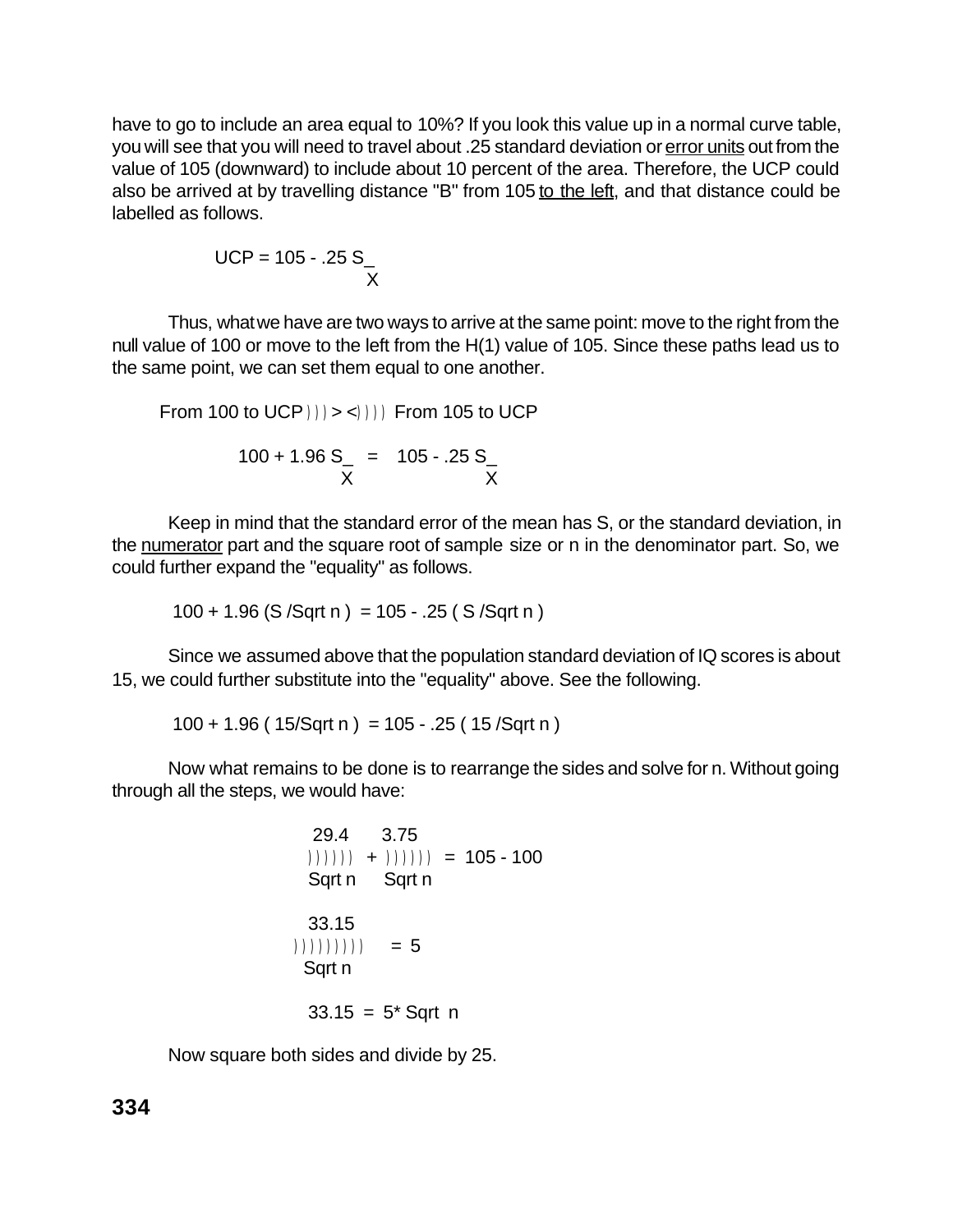have to go to include an area equal to 10%? If you look this value up in a normal curve table, you will see that you will need to travel about .25 standard deviation or <u>error units</u> out from the value of 105 (downward) to include about 10 percent of the area. Therefore, the UCP could also be arrived at by travelling distance "B" from 105 <u>to the left</u>, and that distance could be labelled as follows.

$$UCP = 105 - .25\ S_{\bar{X}}$$

Thus, what we have are two ways to arrive at the same point: move to the right from the null value of 100 or move to the left from the H(1) value of 105. Since these paths lead us to the same point, we can set them equal to one another.

From 100 to UCP ---> <---- From 105 to UCP

$$100 + 1.96\ S_{\bar{X}} = 105 - .25\ S_{\bar{X}}$$

Keep in mind that the standard error of the mean has S, or the standard deviation, in the <u>numerator</u> part and the square root of sample size or n in the denominator part. So, we could further expand the "equality" as follows.

$$100 + 1.96\ (S / \text{Sqrt } n) = 105 - .25\ (S / \text{Sqrt } n)$$

Since we assumed above that the population standard deviation of IQ scores is about 15, we could further substitute into the "equality" above. See the following.

$$100 + 1.96\ (15 / \text{Sqrt } n) = 105 - .25\ (15 / \text{Sqrt } n)$$

Now what remains to be done is to rearrange the sides and solve for n. Without going through all the steps, we would have:

$$\frac{29.4}{\text{Sqrt } n} + \frac{3.75}{\text{Sqrt } n} = 105 - 100$$

$$\frac{33.15}{\text{Sqrt } n} = 5$$

$$33.15 = 5 * \text{Sqrt } n$$

Now square both sides and divide by 25.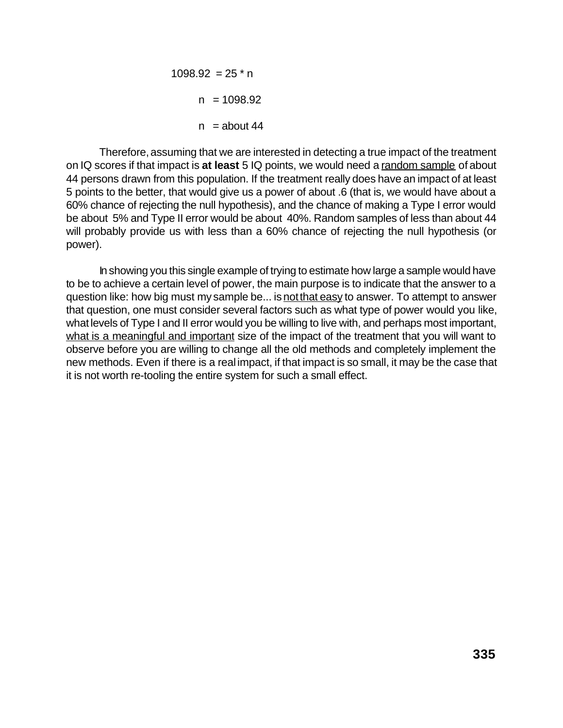$$1098.92 = 25 * n$$

$$n = 1098.92$$

$$n = \text{about } 44$$

Therefore, assuming that we are interested in detecting a true impact of the treatment on IQ scores if that impact is **at least** 5 IQ points, we would need a random sample of about 44 persons drawn from this population. If the treatment really does have an impact of at least 5 points to the better, that would give us a power of about .6 (that is, we would have about a 60% chance of rejecting the null hypothesis), and the chance of making a Type I error would be about 5% and Type II error would be about 40%. Random samples of less than about 44 will probably provide us with less than a 60% chance of rejecting the null hypothesis (or power).

In showing you this single example of trying to estimate how large a sample would have to be to achieve a certain level of power, the main purpose is to indicate that the answer to a question like: how big must my sample be... is not that easy to answer. To attempt to answer that question, one must consider several factors such as what type of power would you like, what levels of Type I and II error would you be willing to live with, and perhaps most important, what is a meaningful and important size of the impact of the treatment that you will want to observe before you are willing to change all the old methods and completely implement the new methods. Even if there is a real impact, if that impact is so small, it may be the case that it is not worth re-tooling the entire system for such a small effect.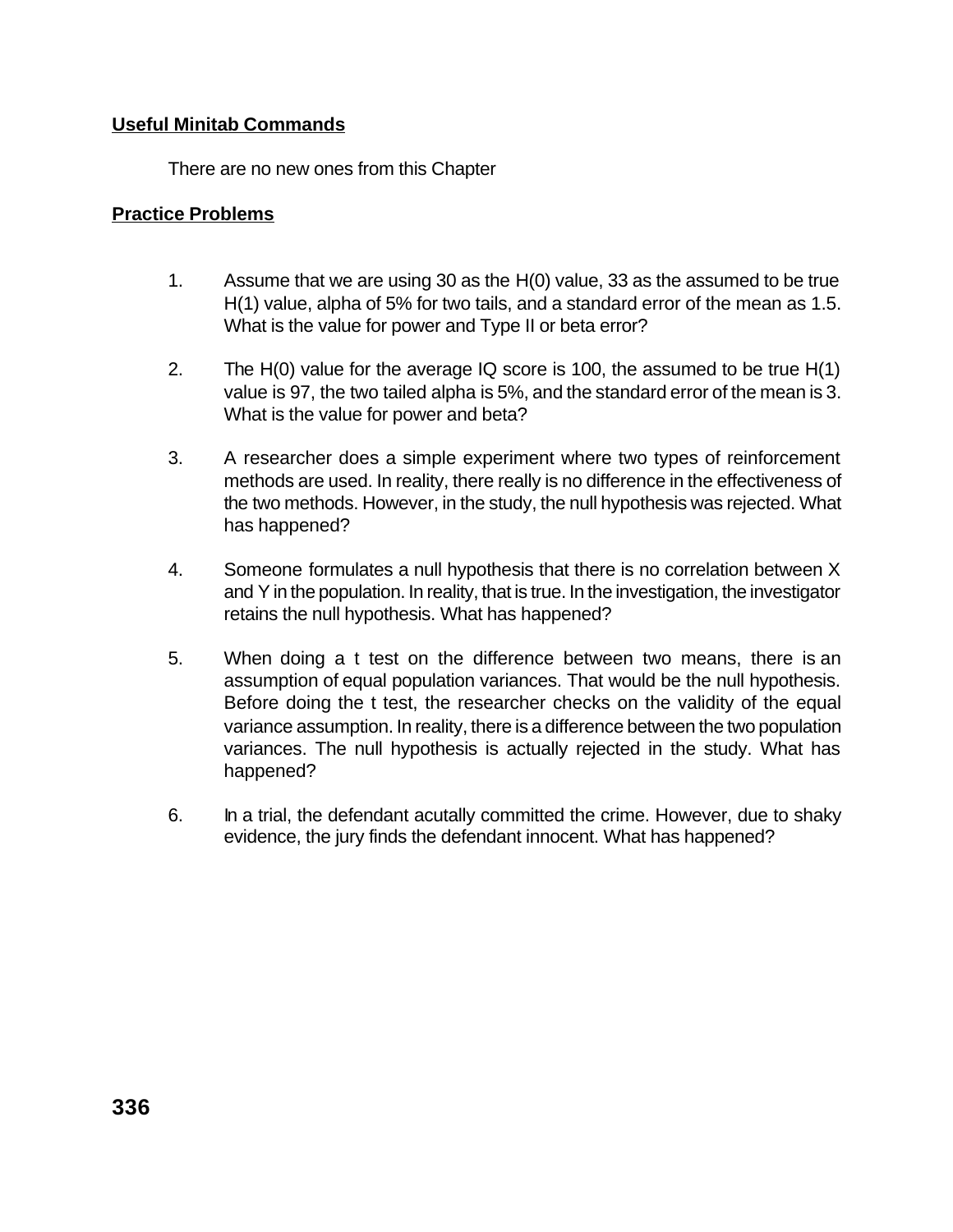## Useful Minitab Commands

There are no new ones from this Chapter

## Practice Problems

1. Assume that we are using 30 as the H(0) value, 33 as the assumed to be true H(1) value, alpha of 5% for two tails, and a standard error of the mean as 1.5. What is the value for power and Type II or beta error?

2. The H(0) value for the average IQ score is 100, the assumed to be true H(1) value is 97, the two tailed alpha is 5%, and the standard error of the mean is 3. What is the value for power and beta?

3. A researcher does a simple experiment where two types of reinforcement methods are used. In reality, there really is no difference in the effectiveness of the two methods. However, in the study, the null hypothesis was rejected. What has happened?

4. Someone formulates a null hypothesis that there is no correlation between X and Y in the population. In reality, that is true. In the investigation, the investigator retains the null hypothesis. What has happened?

5. When doing a t test on the difference between two means, there is an assumption of equal population variances. That would be the null hypothesis. Before doing the t test, the researcher checks on the validity of the equal variance assumption. In reality, there is a difference between the two population variances. The null hypothesis is actually rejected in the study. What has happened?

6. In a trial, the defendant acutally committed the crime. However, due to shaky evidence, the jury finds the defendant innocent. What has happened?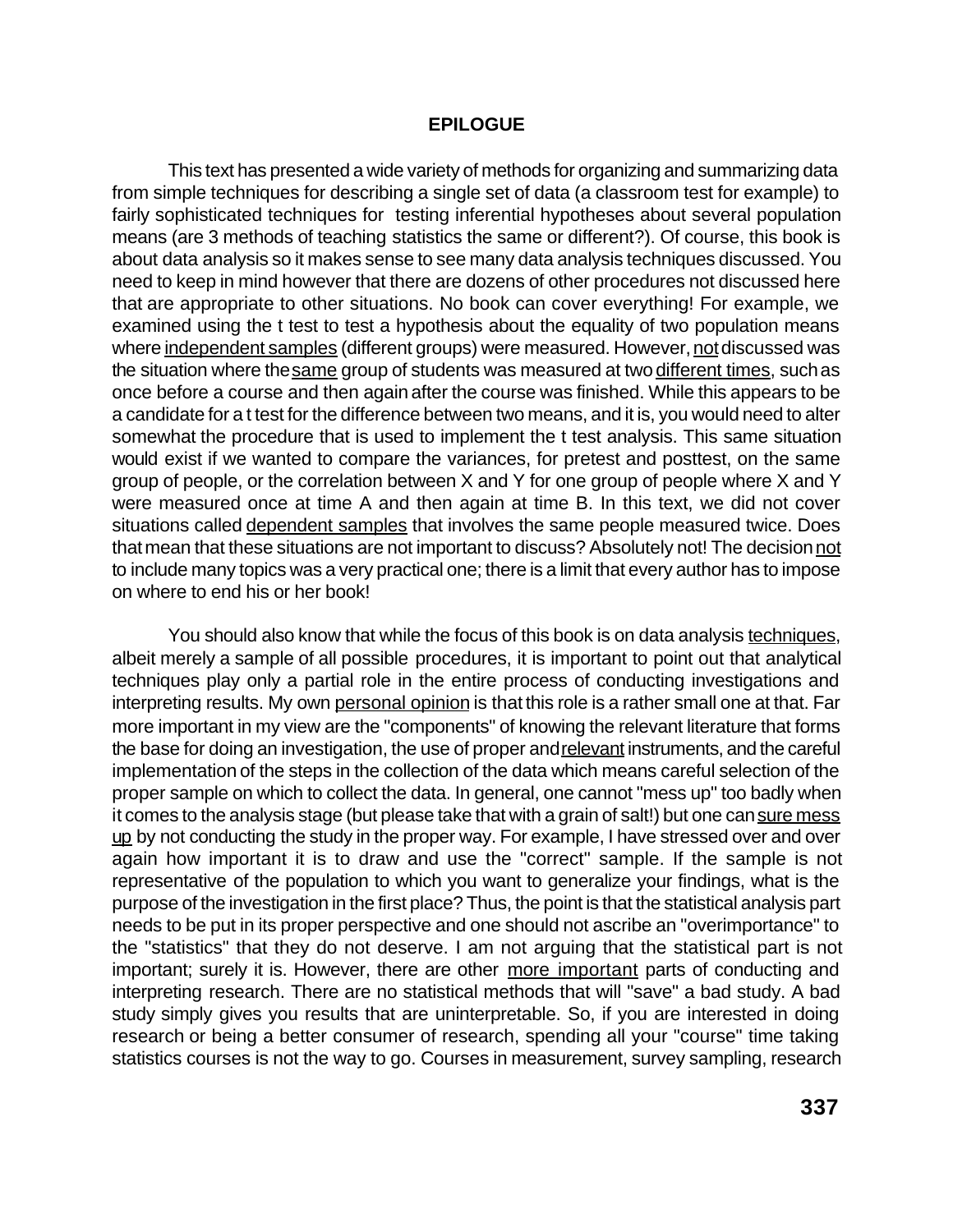# EPILOGUE

This text has presented a wide variety of methods for organizing and summarizing data from simple techniques for describing a single set of data (a classroom test for example) to fairly sophisticated techniques for testing inferential hypotheses about several population means (are 3 methods of teaching statistics the same or different?). Of course, this book is about data analysis so it makes sense to see many data analysis techniques discussed. You need to keep in mind however that there are dozens of other procedures not discussed here that are appropriate to other situations. No book can cover everything! For example, we examined using the t test to test a hypothesis about the equality of two population means where <u>independent samples</u> (different groups) were measured. However, <u>not</u> discussed was the situation where the <u>same</u> group of students was measured at two <u>different times</u>, such as once before a course and then again after the course was finished. While this appears to be a candidate for a t test for the difference between two means, and it is, you would need to alter somewhat the procedure that is used to implement the t test analysis. This same situation would exist if we wanted to compare the variances, for pretest and posttest, on the same group of people, or the correlation between X and Y for one group of people where X and Y were measured once at time A and then again at time B. In this text, we did not cover situations called <u>dependent samples</u> that involves the same people measured twice. Does that mean that these situations are not important to discuss? Absolutely not! The decision <u>not</u> to include many topics was a very practical one; there is a limit that every author has to impose on where to end his or her book!

You should also know that while the focus of this book is on data analysis <u>techniques</u>, albeit merely a sample of all possible procedures, it is important to point out that analytical techniques play only a partial role in the entire process of conducting investigations and interpreting results. My own <u>personal opinion</u> is that this role is a rather small one at that. Far more important in my view are the "components" of knowing the relevant literature that forms the base for doing an investigation, the use of proper and <u>relevant</u> instruments, and the careful implementation of the steps in the collection of the data which means careful selection of the proper sample on which to collect the data. In general, one cannot "mess up" too badly when it comes to the analysis stage (but please take that with a grain of salt!) but one can <u>sure mess up</u> by not conducting the study in the proper way. For example, I have stressed over and over again how important it is to draw and use the "correct" sample. If the sample is not representative of the population to which you want to generalize your findings, what is the purpose of the investigation in the first place? Thus, the point is that the statistical analysis part needs to be put in its proper perspective and one should not ascribe an "overimportance" to the "statistics" that they do not deserve. I am not arguing that the statistical part is not important; surely it is. However, there are other <u>more important</u> parts of conducting and interpreting research. There are no statistical methods that will "save" a bad study. A bad study simply gives you results that are uninterpretable. So, if you are interested in doing research or being a better consumer of research, spending all your "course" time taking statistics courses is not the way to go. Courses in measurement, survey sampling, research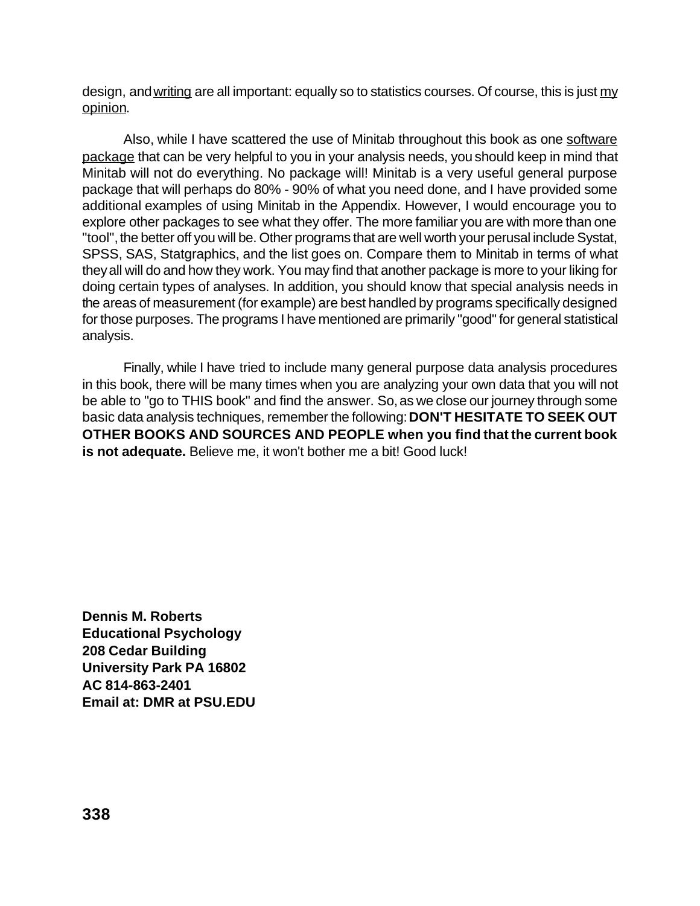design, and writing are all important: equally so to statistics courses. Of course, this is just my opinion.

Also, while I have scattered the use of Minitab throughout this book as one software package that can be very helpful to you in your analysis needs, you should keep in mind that Minitab will not do everything. No package will! Minitab is a very useful general purpose package that will perhaps do 80% - 90% of what you need done, and I have provided some additional examples of using Minitab in the Appendix. However, I would encourage you to explore other packages to see what they offer. The more familiar you are with more than one "tool", the better off you will be. Other programs that are well worth your perusal include Systat, SPSS, SAS, Statgraphics, and the list goes on. Compare them to Minitab in terms of what they all will do and how they work. You may find that another package is more to your liking for doing certain types of analyses. In addition, you should know that special analysis needs in the areas of measurement (for example) are best handled by programs specifically designed for those purposes. The programs I have mentioned are primarily "good" for general statistical analysis.

Finally, while I have tried to include many general purpose data analysis procedures in this book, there will be many times when you are analyzing your own data that you will not be able to "go to THIS book" and find the answer. So, as we close our journey through some basic data analysis techniques, remember the following: **DON'T HESITATE TO SEEK OUT OTHER BOOKS AND SOURCES AND PEOPLE when you find that the current book is not adequate.** Believe me, it won't bother me a bit! Good luck!

**Dennis M. Roberts**
**Educational Psychology**
**208 Cedar Building**
**University Park PA 16802**
**AC 814-863-2401**
**Email at: DMR at PSU.EDU**